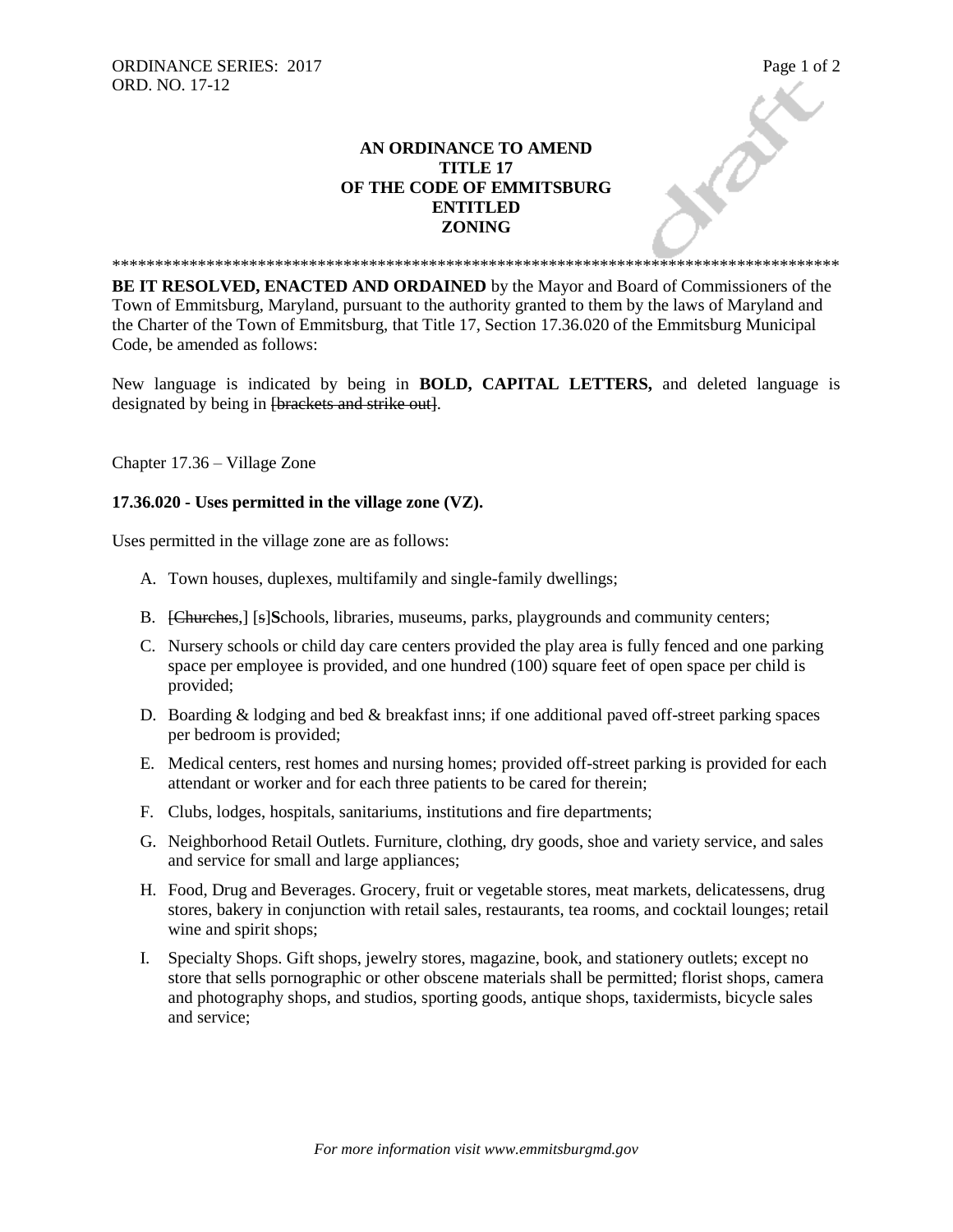ORDINANCE SERIES: 2017
ORD. NO. 17-12

**AN ORDINANCE TO AMEND**
**TITLE 17**
**OF THE CODE OF EMMITSBURG**
**ENTITLED**
**ZONING**

\*\*\*\*\*\*\*\*\*\*\*\*\*\*\*\*\*\*\*\*\*\*\*\*\*\*\*\*\*\*\*\*\*\*\*\*\*\*\*\*\*\*\*\*\*\*\*\*\*\*\*\*\*\*\*\*\*\*\*\*\*\*\*\*\*\*\*\*\*\*\*\*\*\*\*\*\*\*\*\*\*\*

**BE IT RESOLVED, ENACTED AND ORDAINED** by the Mayor and Board of Commissioners of the Town of Emmitsburg, Maryland, pursuant to the authority granted to them by the laws of Maryland and the Charter of the Town of Emmitsburg, that Title 17, Section 17.36.020 of the Emmitsburg Municipal Code, be amended as follows:

New language is indicated by being in **BOLD, CAPITAL LETTERS,** and deleted language is designated by being in ~~[brackets and strike out]~~.

Chapter 17.36 – Village Zone

**17.36.020 - Uses permitted in the village zone (VZ).**

Uses permitted in the village zone are as follows:

A. Town houses, duplexes, multifamily and single-family dwellings;

B. [~~Churches,~~] [~~s~~]**S**chools, libraries, museums, parks, playgrounds and community centers;

C. Nursery schools or child day care centers provided the play area is fully fenced and one parking space per employee is provided, and one hundred (100) square feet of open space per child is provided;

D. Boarding & lodging and bed & breakfast inns; if one additional paved off-street parking spaces per bedroom is provided;

E. Medical centers, rest homes and nursing homes; provided off-street parking is provided for each attendant or worker and for each three patients to be cared for therein;

F. Clubs, lodges, hospitals, sanitariums, institutions and fire departments;

G. Neighborhood Retail Outlets. Furniture, clothing, dry goods, shoe and variety service, and sales and service for small and large appliances;

H. Food, Drug and Beverages. Grocery, fruit or vegetable stores, meat markets, delicatessens, drug stores, bakery in conjunction with retail sales, restaurants, tea rooms, and cocktail lounges; retail wine and spirit shops;

I. Specialty Shops. Gift shops, jewelry stores, magazine, book, and stationery outlets; except no store that sells pornographic or other obscene materials shall be permitted; florist shops, camera and photography shops, and studios, sporting goods, antique shops, taxidermists, bicycle sales and service;

*For more information visit www.emmitsburgmd.gov*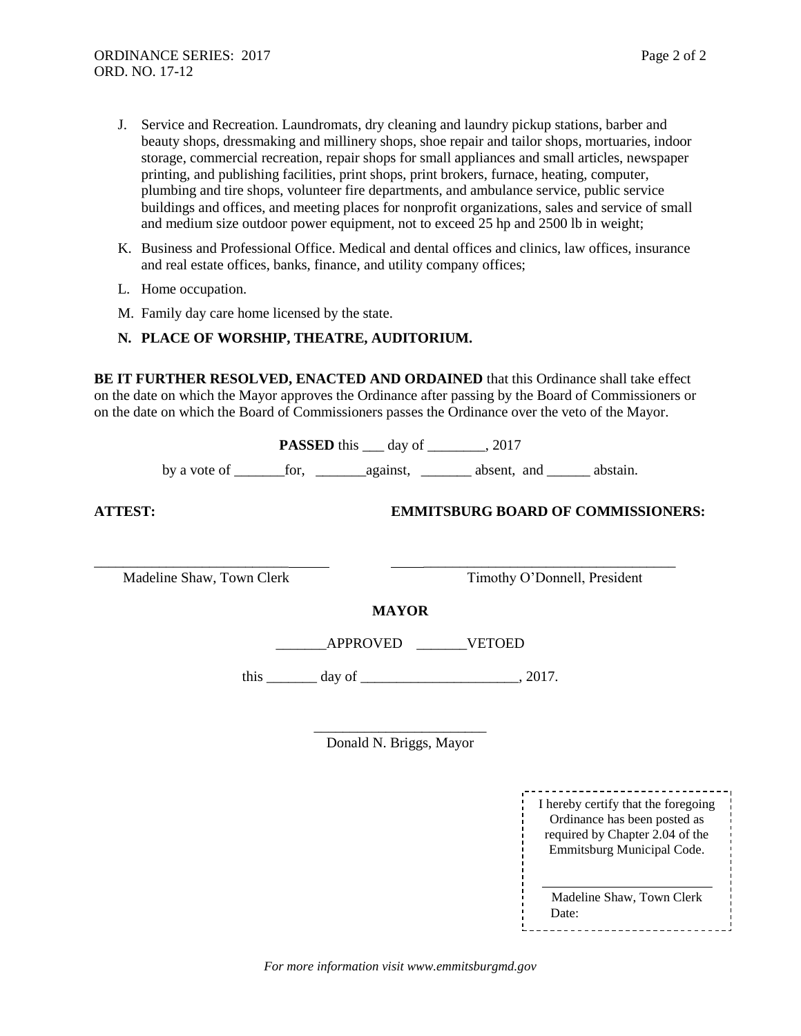J. Service and Recreation. Laundromats, dry cleaning and laundry pickup stations, barber and beauty shops, dressmaking and millinery shops, shoe repair and tailor shops, mortuaries, indoor storage, commercial recreation, repair shops for small appliances and small articles, newspaper printing, and publishing facilities, print shops, print brokers, furnace, heating, computer, plumbing and tire shops, volunteer fire departments, and ambulance service, public service buildings and offices, and meeting places for nonprofit organizations, sales and service of small and medium size outdoor power equipment, not to exceed 25 hp and 2500 lb in weight;

K. Business and Professional Office. Medical and dental offices and clinics, law offices, insurance and real estate offices, banks, finance, and utility company offices;

L. Home occupation.

M. Family day care home licensed by the state.

**N. PLACE OF WORSHIP, THEATRE, AUDITORIUM.**

**BE IT FURTHER RESOLVED, ENACTED AND ORDAINED** that this Ordinance shall take effect on the date on which the Mayor approves the Ordinance after passing by the Board of Commissioners or on the date on which the Board of Commissioners passes the Ordinance over the veto of the Mayor.

**PASSED** this ___ day of ________, 2017

by a vote of _______for, _______against, _______ absent, and ______ abstain.

**ATTEST:**

______________________________
Madeline Shaw, Town Clerk

**EMMITSBURG BOARD OF COMMISSIONERS:**

______________________________
Timothy O'Donnell, President

**MAYOR**

_______APPROVED _______VETOED

this _______ day of ______________________, 2017.

________________________
Donald N. Briggs, Mayor

I hereby certify that the foregoing Ordinance has been posted as required by Chapter 2.04 of the Emmitsburg Municipal Code.

__________________________
Madeline Shaw, Town Clerk
Date:

*For more information visit www.emmitsburgmd.gov*